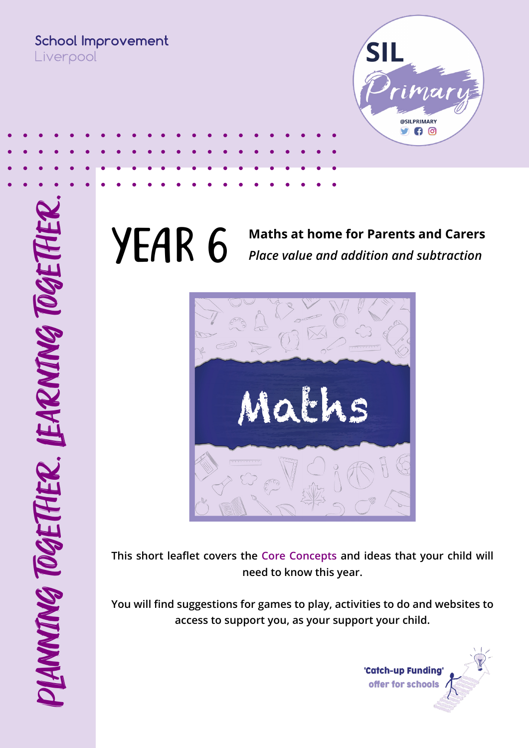School Improvement
Liverpool

SIL Primary
@SILPRIMARY

PLANNING TOGETHER. LEARNING TOGETHER.

# YEAR 6

**Maths at home for Parents and Carers**
***Place value and addition and subtraction***

Maths

**This short leaflet covers the Core Concepts and ideas that your child will need to know this year.**

**You will find suggestions for games to play, activities to do and websites to access to support you, as your support your child.**

**'Catch-up Funding' offer for schools**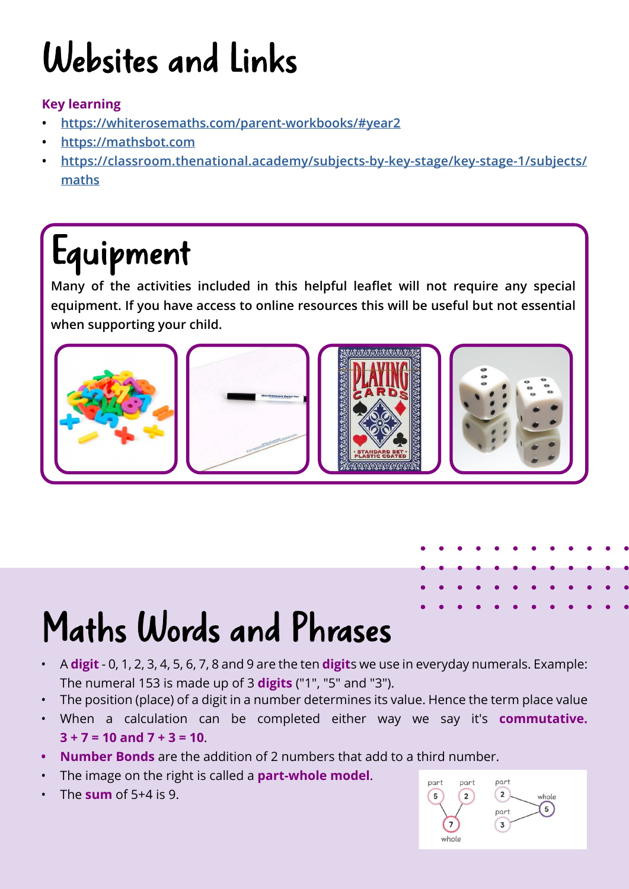# Websites and Links

**Key learning**

- https://whiterosemaths.com/parent-workbooks/#year2
- https://mathsbot.com
- https://classroom.thenational.academy/subjects-by-key-stage/key-stage-1/subjects/maths

# Equipment

Many of the activities included in this helpful leaflet will not require any special equipment. If you have access to online resources this will be useful but not essential when supporting your child.

# Maths Words and Phrases

- A **digit** - 0, 1, 2, 3, 4, 5, 6, 7, 8 and 9 are the ten **digit**s we use in everyday numerals. Example: The numeral 153 is made up of 3 **digits** ("1", "5" and "3").
- The position (place) of a digit in a number determines its value. Hence the term place value
- When a calculation can be completed either way we say it's **commutative.** **3 + 7 = 10 and 7 + 3 = 10**.
- **Number Bonds** are the addition of 2 numbers that add to a third number.
- The image on the right is called a **part-whole model**.
- The **sum** of 5+4 is 9.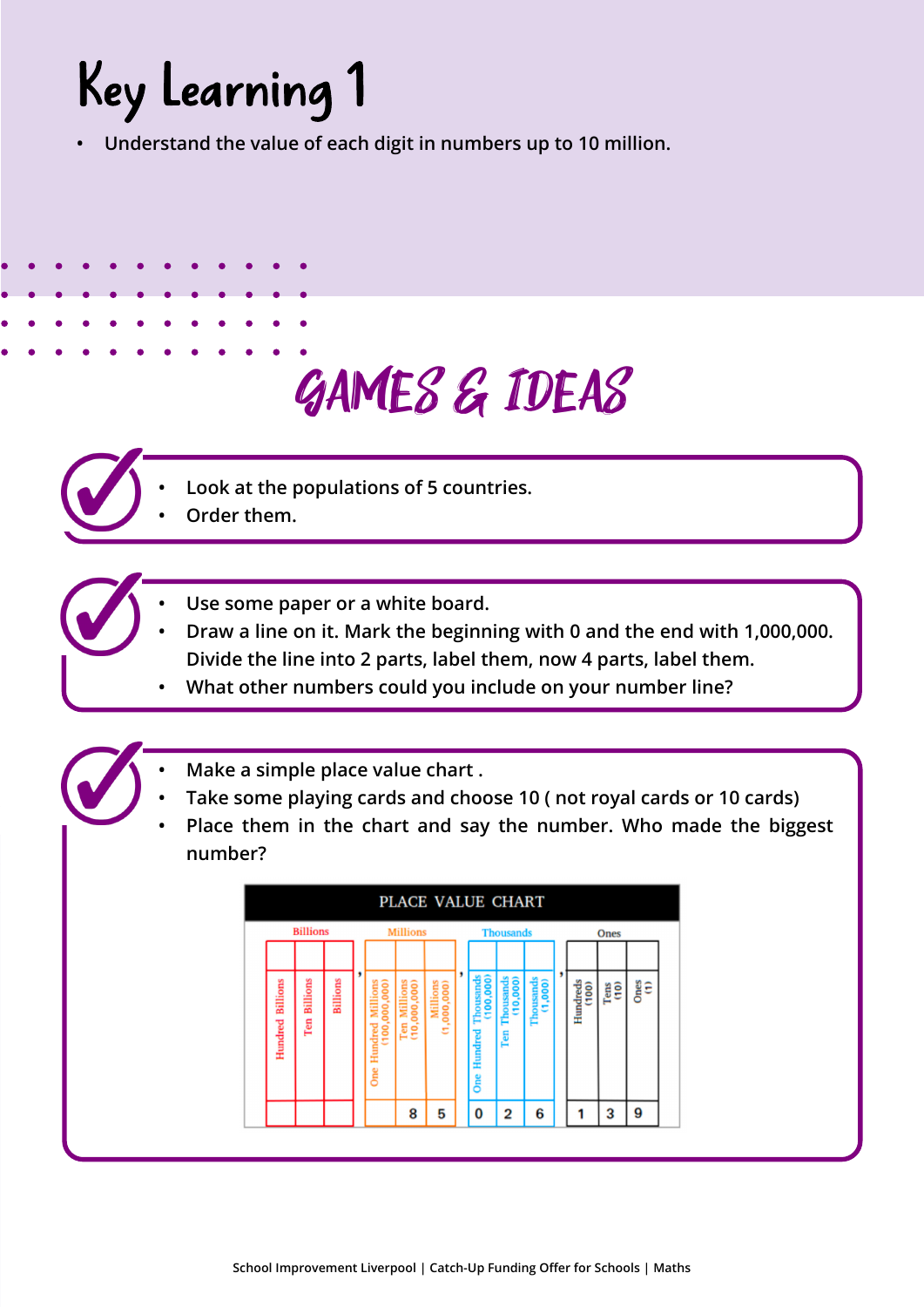# Key Learning 1

- Understand the value of each digit in numbers up to 10 million.

## GAMES & IDEAS

- Look at the populations of 5 countries.
- Order them.

---

- Use some paper or a white board.
- Draw a line on it. Mark the beginning with 0 and the end with 1,000,000. Divide the line into 2 parts, label them, now 4 parts, label them.
- What other numbers could you include on your number line?

---

- Make a simple place value chart .
- Take some playing cards and choose 10 ( not royal cards or 10 cards)
- Place them in the chart and say the number. Who made the biggest number?

**PLACE VALUE CHART**

| Billions | | | Millions | | | Thousands | | | Ones | | |
|---|---|---|---|---|---|---|---|---|---|---|---|
| Hundred Billions | Ten Billions | Billions | One Hundred Millions (100,000,000) | Ten Millions (10,000,000) | Millions (1,000,000) | One Hundred Thousands (100,000) | Ten Thousands (10,000) | Thousands (1,000) | Hundreds (100) | Tens (10) | Ones (1) |
| | | | | 8 | 5 | 0 | 2 | 6 | 1 | 3 | 9 |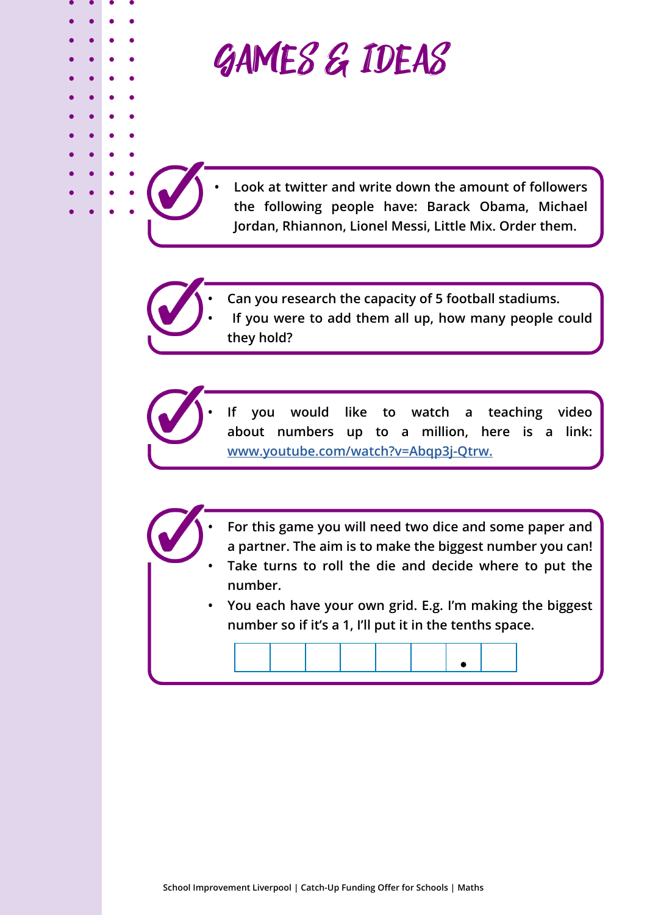# GAMES & IDEAS

- Look at twitter and write down the amount of followers the following people have: Barack Obama, Michael Jordan, Rhiannon, Lionel Messi, Little Mix. Order them.

- Can you research the capacity of 5 football stadiums.
- If you were to add them all up, how many people could they hold?

- If you would like to watch a teaching video about numbers up to a million, here is a link: www.youtube.com/watch?v=Abqp3j-Qtrw.

- For this game you will need two dice and some paper and a partner. The aim is to make the biggest number you can!
- Take turns to roll the die and decide where to put the number.
- You each have your own grid. E.g. I'm making the biggest number so if it's a 1, I'll put it in the tenths space.

| | | | | | | • | |
|---|---|---|---|---|---|---|---|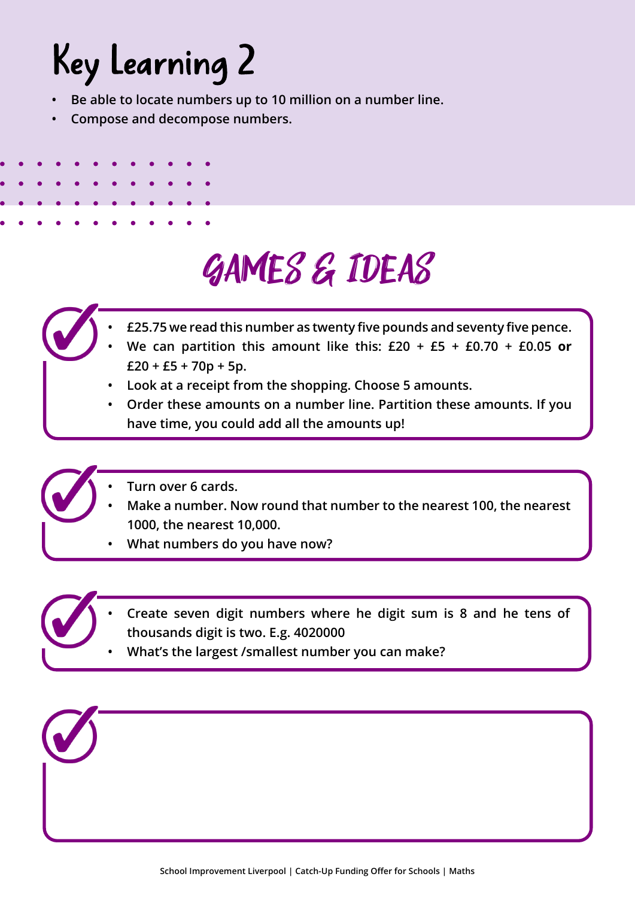# Key Learning 2

- Be able to locate numbers up to 10 million on a number line.
- Compose and decompose numbers.

## GAMES & IDEAS

- £25.75 we read this number as twenty five pounds and seventy five pence.
- We can partition this amount like this: £20 + £5 + £0.70 + £0.05 **or** £20 + £5 + 70p + 5p.
- Look at a receipt from the shopping. Choose 5 amounts.
- Order these amounts on a number line. Partition these amounts. If you have time, you could add all the amounts up!

---

- Turn over 6 cards.
- Make a number. Now round that number to the nearest 100, the nearest 1000, the nearest 10,000.
- What numbers do you have now?

---

- Create seven digit numbers where he digit sum is 8 and he tens of thousands digit is two. E.g. 4020000
- What's the largest /smallest number you can make?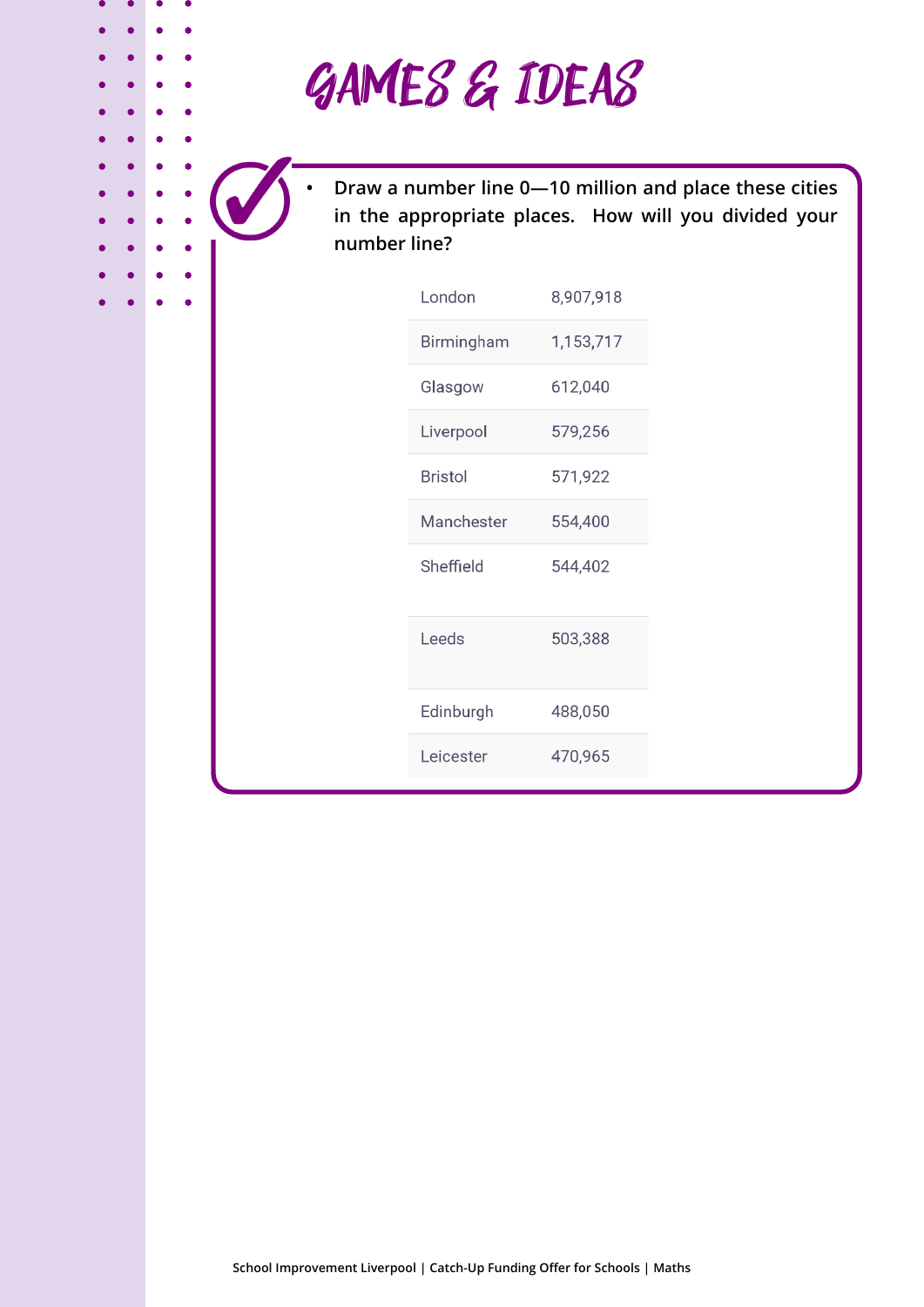# GAMES & IDEAS

- **Draw a number line 0—10 million and place these cities in the appropriate places. How will you divided your number line?**

| | |
|---|---|
| London | 8,907,918 |
| Birmingham | 1,153,717 |
| Glasgow | 612,040 |
| Liverpool | 579,256 |
| Bristol | 571,922 |
| Manchester | 554,400 |
| Sheffield | 544,402 |
| Leeds | 503,388 |
| Edinburgh | 488,050 |
| Leicester | 470,965 |